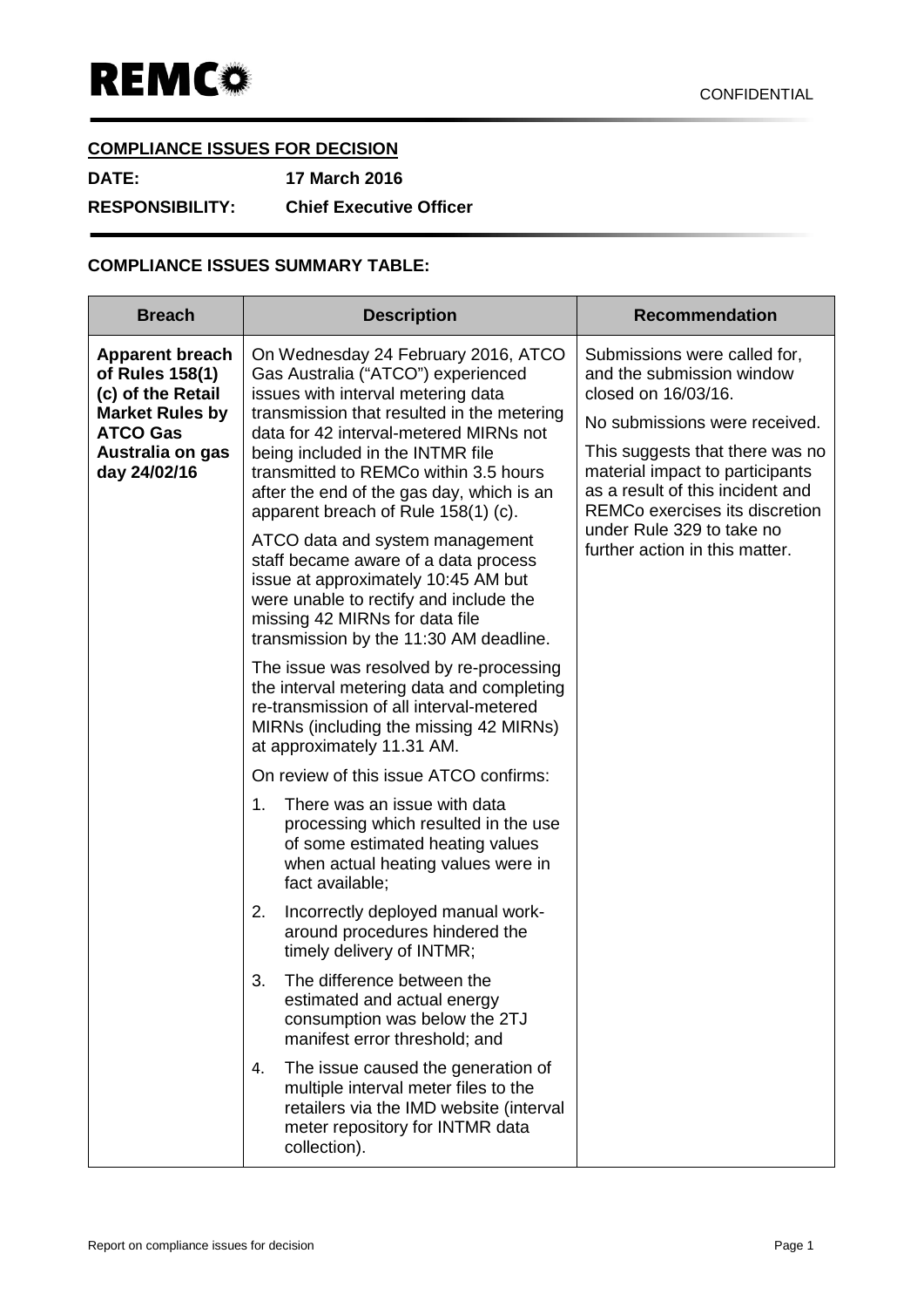REMCo

CONFIDENTIAL

## COMPLIANCE ISSUES FOR DECISION

**DATE:** **17 March 2016**

**RESPONSIBILITY:** **Chief Executive Officer**

### COMPLIANCE ISSUES SUMMARY TABLE:

| Breach | Description | Recommendation |
|---|---|---|
| **Apparent breach of Rules 158(1) (c) of the Retail Market Rules by ATCO Gas Australia on gas day 24/02/16** | On Wednesday 24 February 2016, ATCO Gas Australia ("ATCO") experienced issues with interval metering data transmission that resulted in the metering data for 42 interval-metered MIRNs not being included in the INTMR file transmitted to REMCo within 3.5 hours after the end of the gas day, which is an apparent breach of Rule 158(1) (c).<br><br>ATCO data and system management staff became aware of a data process issue at approximately 10:45 AM but were unable to rectify and include the missing 42 MIRNs for data file transmission by the 11:30 AM deadline.<br><br>The issue was resolved by re-processing the interval metering data and completing re-transmission of all interval-metered MIRNs (including the missing 42 MIRNs) at approximately 11.31 AM.<br><br>On review of this issue ATCO confirms:<br><br>1. There was an issue with data processing which resulted in the use of some estimated heating values when actual heating values were in fact available;<br>2. Incorrectly deployed manual work-around procedures hindered the timely delivery of INTMR;<br>3. The difference between the estimated and actual energy consumption was below the 2TJ manifest error threshold; and<br>4. The issue caused the generation of multiple interval meter files to the retailers via the IMD website (interval meter repository for INTMR data collection). | Submissions were called for, and the submission window closed on 16/03/16.<br><br>No submissions were received.<br><br>This suggests that there was no material impact to participants as a result of this incident and REMCo exercises its discretion under Rule 329 to take no further action in this matter. |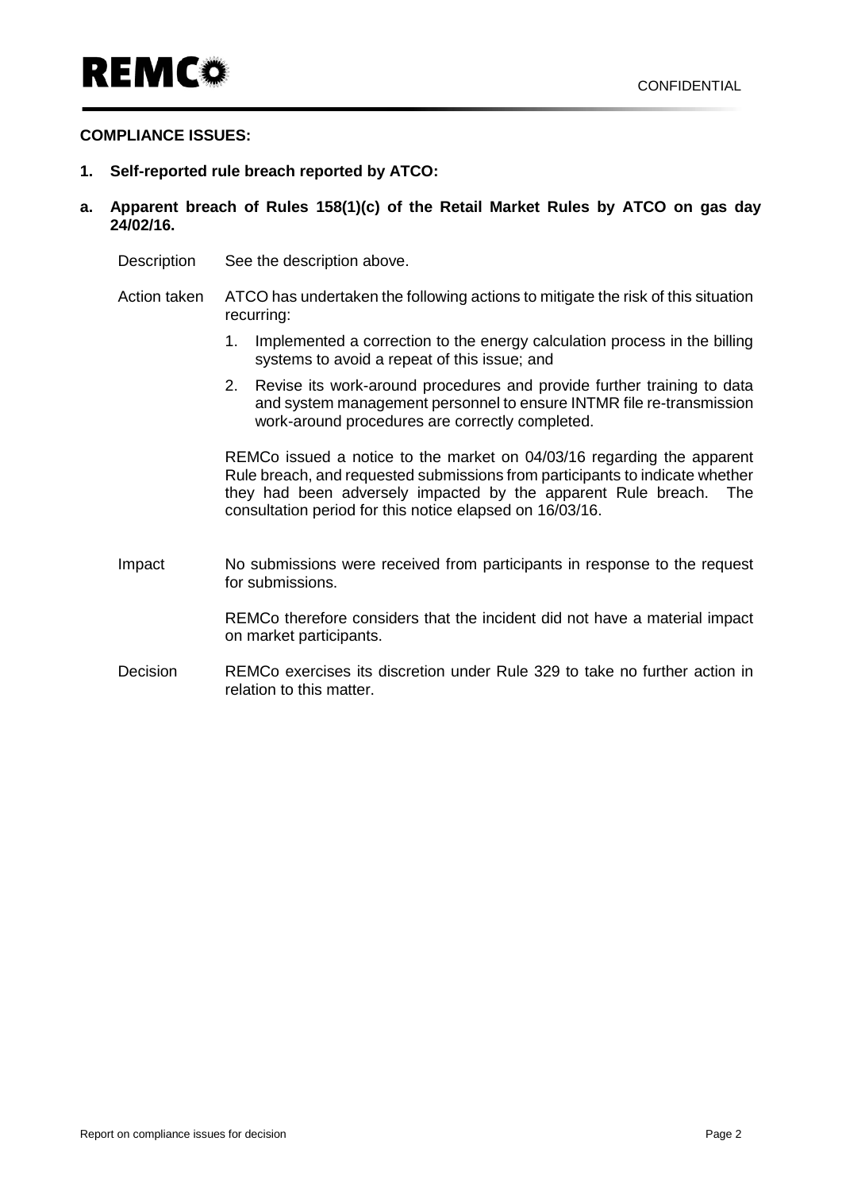**COMPLIANCE ISSUES:**

**1. Self-reported rule breach reported by ATCO:**

**a. Apparent breach of Rules 158(1)(c) of the Retail Market Rules by ATCO on gas day 24/02/16.**

Description — See the description above.

Action taken — ATCO has undertaken the following actions to mitigate the risk of this situation recurring:

1. Implemented a correction to the energy calculation process in the billing systems to avoid a repeat of this issue; and
2. Revise its work-around procedures and provide further training to data and system management personnel to ensure INTMR file re-transmission work-around procedures are correctly completed.

REMCo issued a notice to the market on 04/03/16 regarding the apparent Rule breach, and requested submissions from participants to indicate whether they had been adversely impacted by the apparent Rule breach. The consultation period for this notice elapsed on 16/03/16.

Impact — No submissions were received from participants in response to the request for submissions.

REMCo therefore considers that the incident did not have a material impact on market participants.

Decision — REMCo exercises its discretion under Rule 329 to take no further action in relation to this matter.